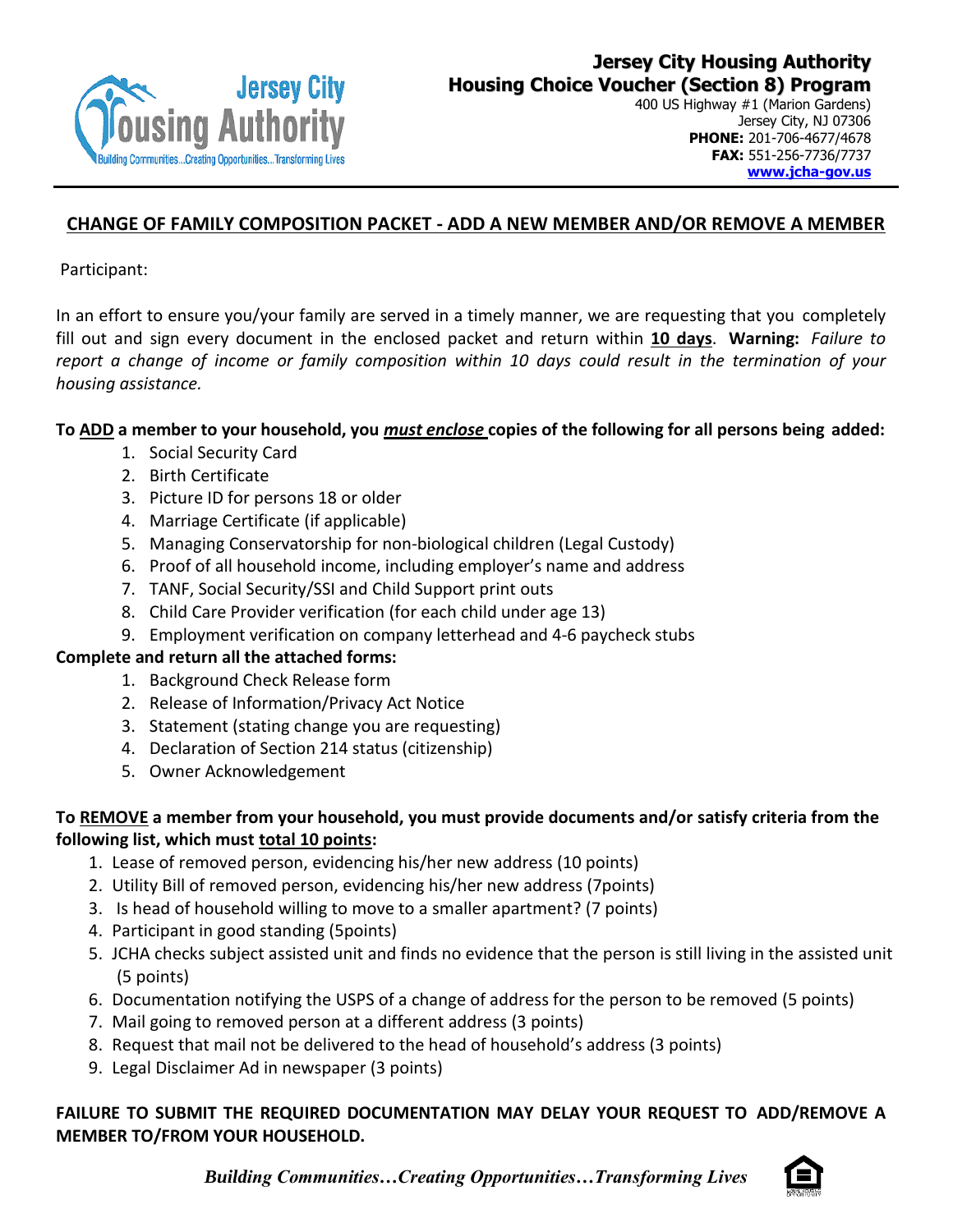# Jersey City Housing Authority
## Housing Choice Voucher (Section 8) Program

400 US Highway #1 (Marion Gardens)
Jersey City, NJ 07306
**PHONE:** 201-706-4677/4678
**FAX:** 551-256-7736/7737
**www.jcha-gov.us**

## CHANGE OF FAMILY COMPOSITION PACKET - ADD A NEW MEMBER AND/OR REMOVE A MEMBER

Participant:

In an effort to ensure you/your family are served in a timely manner, we are requesting that you completely fill out and sign every document in the enclosed packet and return within **10 days**. **Warning:** *Failure to report a change of income or family composition within 10 days could result in the termination of your housing assistance.*

**To ADD a member to your household, you *must enclose* copies of the following for all persons being added:**

1. Social Security Card
2. Birth Certificate
3. Picture ID for persons 18 or older
4. Marriage Certificate (if applicable)
5. Managing Conservatorship for non-biological children (Legal Custody)
6. Proof of all household income, including employer's name and address
7. TANF, Social Security/SSI and Child Support print outs
8. Child Care Provider verification (for each child under age 13)
9. Employment verification on company letterhead and 4-6 paycheck stubs

**Complete and return all the attached forms:**

1. Background Check Release form
2. Release of Information/Privacy Act Notice
3. Statement (stating change you are requesting)
4. Declaration of Section 214 status (citizenship)
5. Owner Acknowledgement

**To REMOVE a member from your household, you must provide documents and/or satisfy criteria from the following list, which must total 10 points:**

1. Lease of removed person, evidencing his/her new address (10 points)
2. Utility Bill of removed person, evidencing his/her new address (7points)
3. Is head of household willing to move to a smaller apartment? (7 points)
4. Participant in good standing (5points)
5. JCHA checks subject assisted unit and finds no evidence that the person is still living in the assisted unit (5 points)
6. Documentation notifying the USPS of a change of address for the person to be removed (5 points)
7. Mail going to removed person at a different address (3 points)
8. Request that mail not be delivered to the head of household's address (3 points)
9. Legal Disclaimer Ad in newspaper (3 points)

**FAILURE TO SUBMIT THE REQUIRED DOCUMENTATION MAY DELAY YOUR REQUEST TO ADD/REMOVE A MEMBER TO/FROM YOUR HOUSEHOLD.**

*Building Communities…Creating Opportunities…Transforming Lives*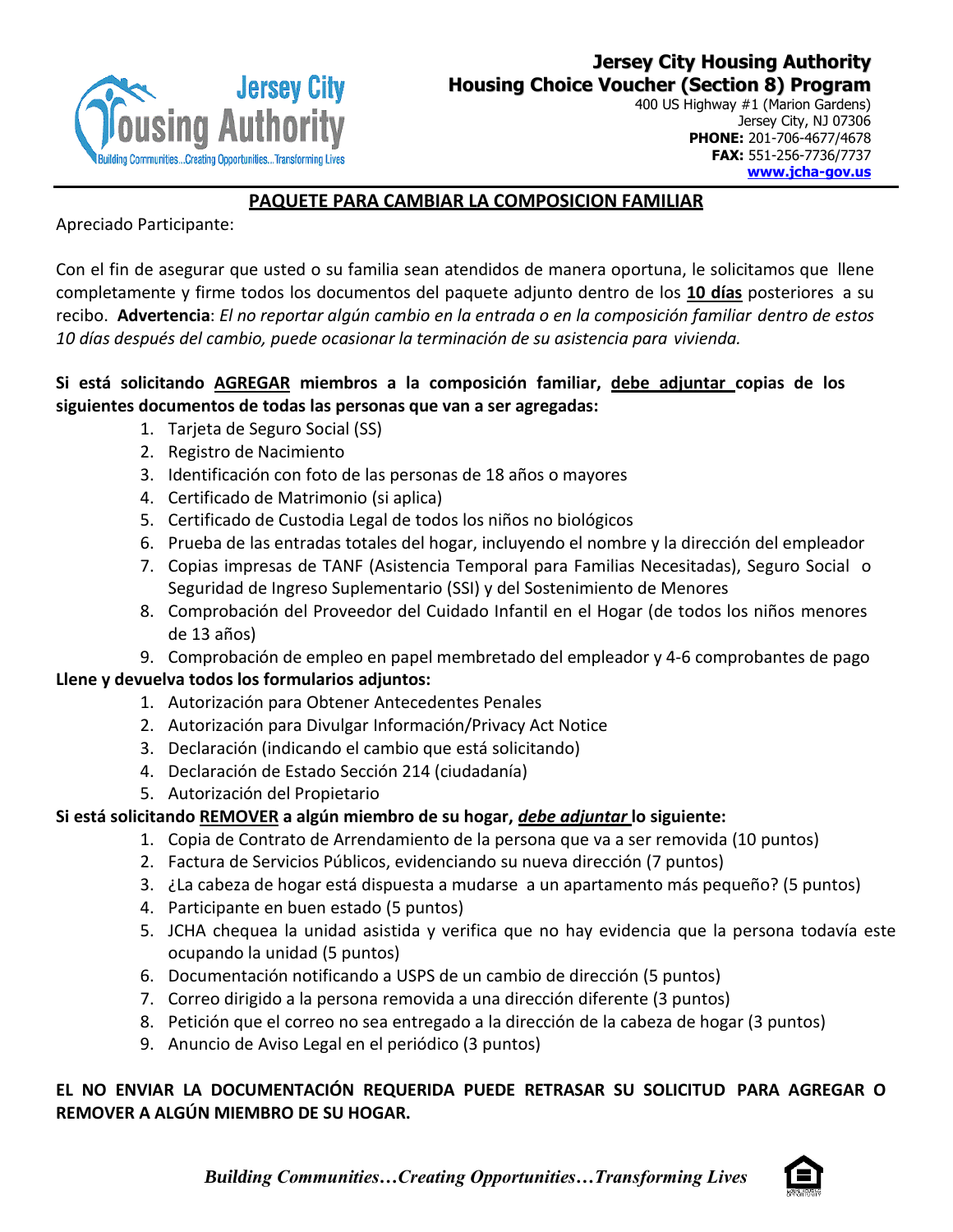**Jersey City Housing Authority**
**Housing Choice Voucher (Section 8) Program**
400 US Highway #1 (Marion Gardens)
Jersey City, NJ 07306
**PHONE:** 201-706-4677/4678
**FAX:** 551-256-7736/7737
**www.jcha-gov.us**

## PAQUETE PARA CAMBIAR LA COMPOSICION FAMILIAR

Apreciado Participante:

Con el fin de asegurar que usted o su familia sean atendidos de manera oportuna, le solicitamos que llene completamente y firme todos los documentos del paquete adjunto dentro de los **10 días** posteriores a su recibo. **Advertencia**: *El no reportar algún cambio en la entrada o en la composición familiar dentro de estos 10 días después del cambio, puede ocasionar la terminación de su asistencia para vivienda.*

**Si está solicitando AGREGAR miembros a la composición familiar, debe adjuntar copias de los siguientes documentos de todas las personas que van a ser agregadas:**

1. Tarjeta de Seguro Social (SS)
2. Registro de Nacimiento
3. Identificación con foto de las personas de 18 años o mayores
4. Certificado de Matrimonio (si aplica)
5. Certificado de Custodia Legal de todos los niños no biológicos
6. Prueba de las entradas totales del hogar, incluyendo el nombre y la dirección del empleador
7. Copias impresas de TANF (Asistencia Temporal para Familias Necesitadas), Seguro Social o Seguridad de Ingreso Suplementario (SSI) y del Sostenimiento de Menores
8. Comprobación del Proveedor del Cuidado Infantil en el Hogar (de todos los niños menores de 13 años)
9. Comprobación de empleo en papel membretado del empleador y 4-6 comprobantes de pago

**Llene y devuelva todos los formularios adjuntos:**

1. Autorización para Obtener Antecedentes Penales
2. Autorización para Divulgar Información/Privacy Act Notice
3. Declaración (indicando el cambio que está solicitando)
4. Declaración de Estado Sección 214 (ciudadanía)
5. Autorización del Propietario

**Si está solicitando REMOVER a algún miembro de su hogar, *debe adjuntar* lo siguiente:**

1. Copia de Contrato de Arrendamiento de la persona que va a ser removida (10 puntos)
2. Factura de Servicios Públicos, evidenciando su nueva dirección (7 puntos)
3. ¿La cabeza de hogar está dispuesta a mudarse a un apartamento más pequeño? (5 puntos)
4. Participante en buen estado (5 puntos)
5. JCHA chequea la unidad asistida y verifica que no hay evidencia que la persona todavía este ocupando la unidad (5 puntos)
6. Documentación notificando a USPS de un cambio de dirección (5 puntos)
7. Correo dirigido a la persona removida a una dirección diferente (3 puntos)
8. Petición que el correo no sea entregado a la dirección de la cabeza de hogar (3 puntos)
9. Anuncio de Aviso Legal en el periódico (3 puntos)

**EL NO ENVIAR LA DOCUMENTACIÓN REQUERIDA PUEDE RETRASAR SU SOLICITUD PARA AGREGAR O REMOVER A ALGÚN MIEMBRO DE SU HOGAR.**

*Building Communities…Creating Opportunities…Transforming Lives*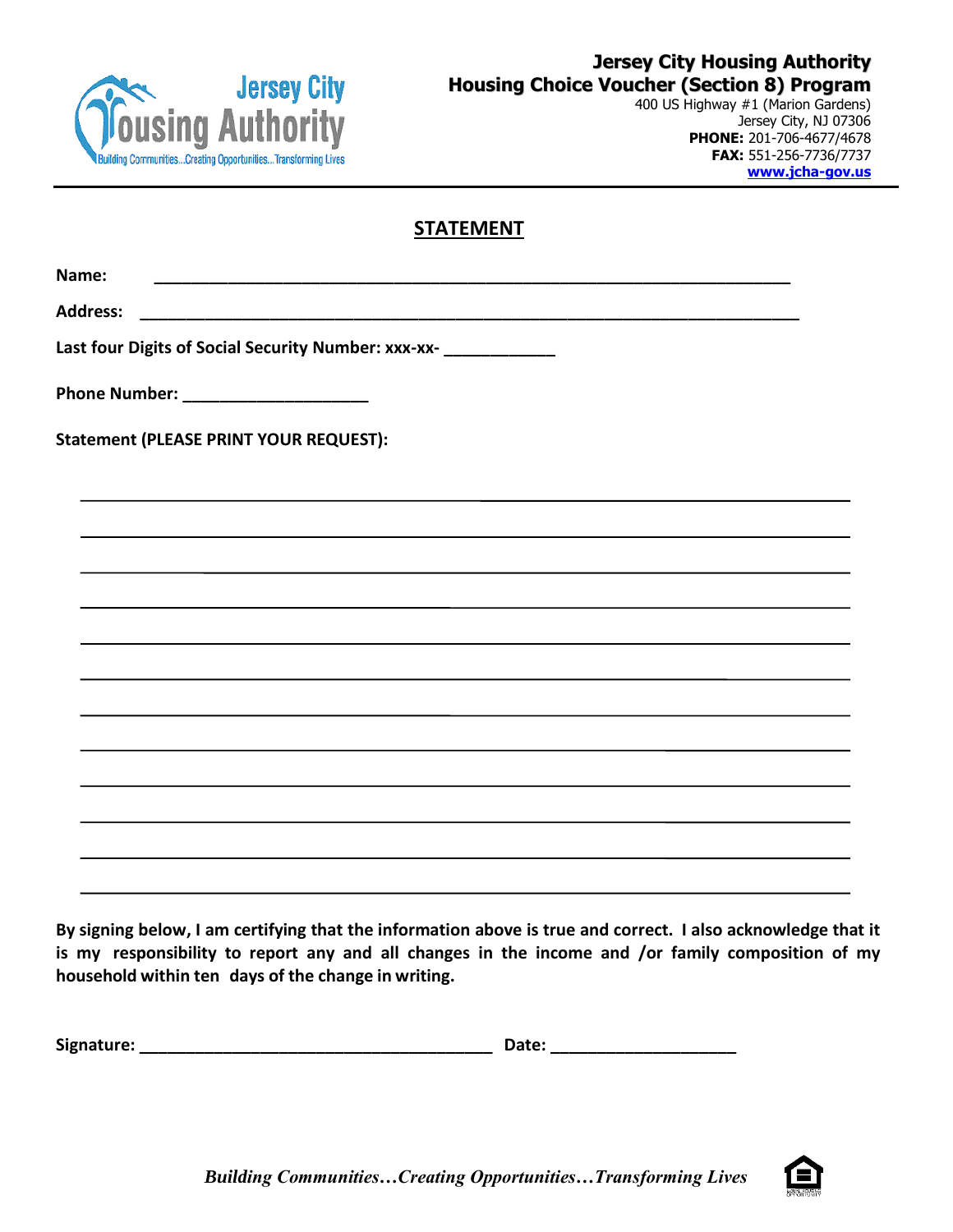**Jersey City Housing Authority**
**Housing Choice Voucher (Section 8) Program**
400 US Highway #1 (Marion Gardens)
Jersey City, NJ 07306
**PHONE:** 201-706-4677/4678
**FAX:** 551-256-7736/7737
**www.jcha-gov.us**

# STATEMENT

**Name:** ____________________________________________________________________

**Address:** ____________________________________________________________________

**Last four Digits of Social Security Number: xxx-xx-** ____________

**Phone Number:** ____________________

**Statement (PLEASE PRINT YOUR REQUEST):**

_____________________________________________________________________________

_____________________________________________________________________________

_____________________________________________________________________________

_____________________________________________________________________________

_____________________________________________________________________________

_____________________________________________________________________________

_____________________________________________________________________________

_____________________________________________________________________________

_____________________________________________________________________________

_____________________________________________________________________________

_____________________________________________________________________________

_____________________________________________________________________________

**By signing below, I am certifying that the information above is true and correct. I also acknowledge that it is my responsibility to report any and all changes in the income and /or family composition of my household within ten days of the change in writing.**

**Signature:** ______________________________________ **Date:** ____________________

*Building Communities…Creating Opportunities…Transforming Lives*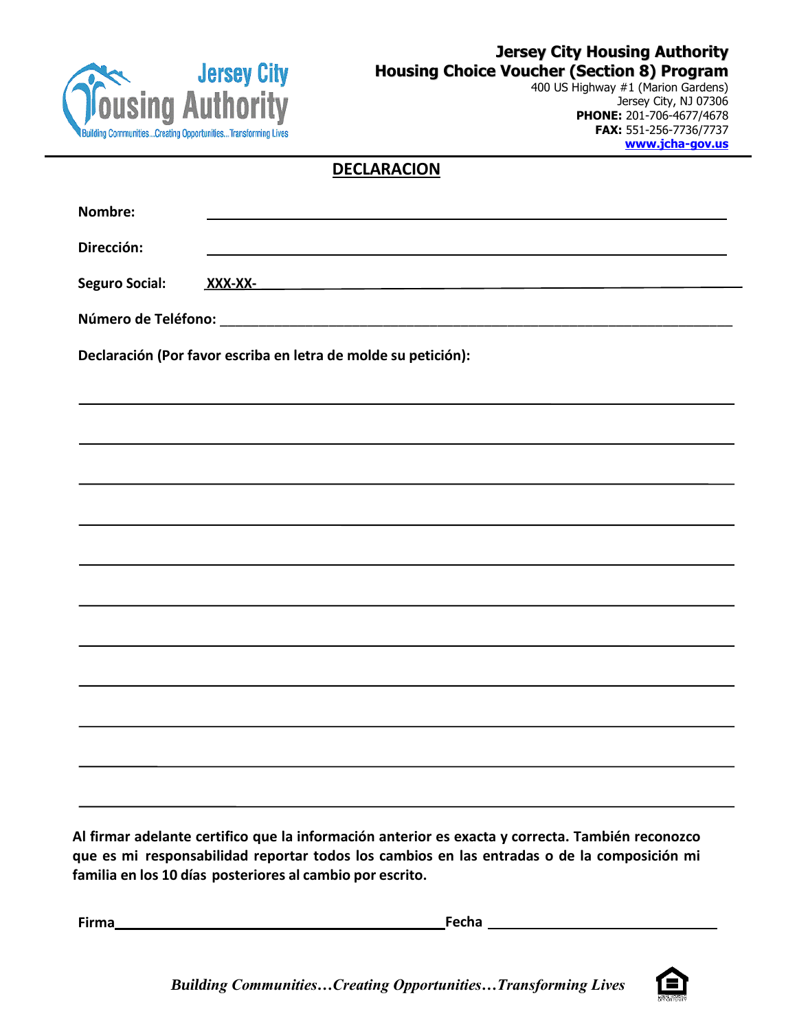**Jersey City Housing Authority**
**Housing Choice Voucher (Section 8) Program**
400 US Highway #1 (Marion Gardens)
Jersey City, NJ 07306
**PHONE:** 201-706-4677/4678
**FAX:** 551-256-7736/7737
**www.jcha-gov.us**

## DECLARACION

**Nombre:** ______________________________________________

**Dirección:** ______________________________________________

**Seguro Social:** XXX-XX-______________________________________

**Número de Teléfono:** ________________________________________

**Declaración (Por favor escriba en letra de molde su petición):**

______________________________________________________________

______________________________________________________________

______________________________________________________________

______________________________________________________________

______________________________________________________________

______________________________________________________________

______________________________________________________________

______________________________________________________________

______________________________________________________________

______________________________________________________________

______________________________________________________________

**Al firmar adelante certifico que la información anterior es exacta y correcta. También reconozco que es mi responsabilidad reportar todos los cambios en las entradas o de la composición mi familia en los 10 días posteriores al cambio por escrito.**

**Firma**______________________________ **Fecha** ____________________

*Building Communities…Creating Opportunities…Transforming Lives*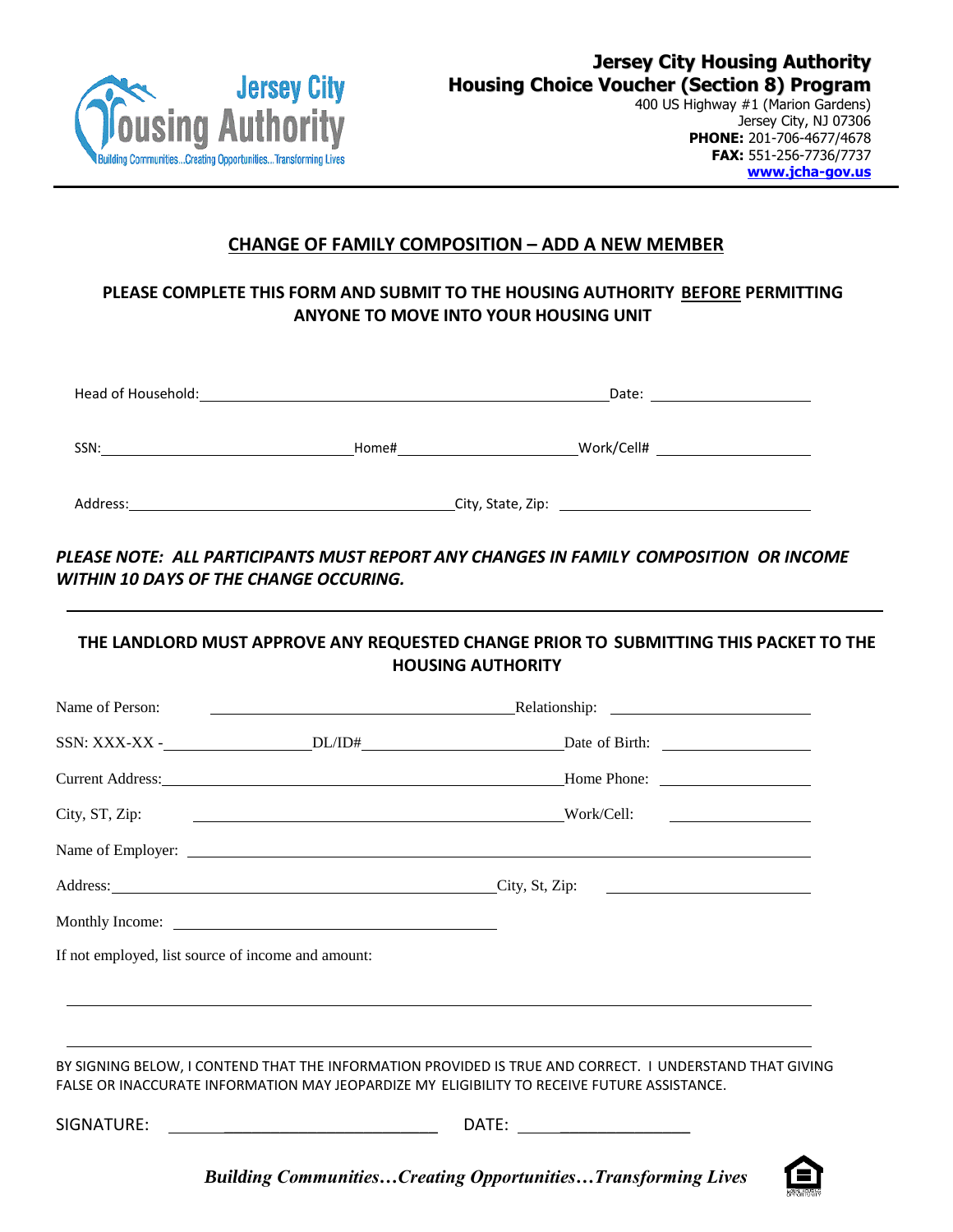**Jersey City Housing Authority**
**Housing Choice Voucher (Section 8) Program**
400 US Highway #1 (Marion Gardens)
Jersey City, NJ 07306
**PHONE:** 201-706-4677/4678
**FAX:** 551-256-7736/7737
**www.jcha-gov.us**

## CHANGE OF FAMILY COMPOSITION – ADD A NEW MEMBER

**PLEASE COMPLETE THIS FORM AND SUBMIT TO THE HOUSING AUTHORITY BEFORE PERMITTING ANYONE TO MOVE INTO YOUR HOUSING UNIT**

Head of Household: ______________________________ Date: ______________

SSN: ______________________ Home# ______________________ Work/Cell# ______________

Address: ______________________________ City, State, Zip: ______________________

***PLEASE NOTE: ALL PARTICIPANTS MUST REPORT ANY CHANGES IN FAMILY COMPOSITION OR INCOME WITHIN 10 DAYS OF THE CHANGE OCCURING.***

---

**THE LANDLORD MUST APPROVE ANY REQUESTED CHANGE PRIOR TO SUBMITTING THIS PACKET TO THE HOUSING AUTHORITY**

Name of Person: ______________________________ Relationship: ______________________

SSN: XXX-XX - ______________ DL/ID# ______________________ Date of Birth: ______________

Current Address: ______________________________ Home Phone: ______________

City, ST, Zip: ______________________________ Work/Cell: ______________

Name of Employer: ______________________________________________________________

Address: ______________________________ City, St, Zip: ______________________

Monthly Income: ______________________________

If not employed, list source of income and amount:

______________________________________________________________________________

______________________________________________________________________________

BY SIGNING BELOW, I CONTEND THAT THE INFORMATION PROVIDED IS TRUE AND CORRECT. I UNDERSTAND THAT GIVING FALSE OR INACCURATE INFORMATION MAY JEOPARDIZE MY ELIGIBILITY TO RECEIVE FUTURE ASSISTANCE.

SIGNATURE: ______________________________ DATE: ______________

***Building Communities…Creating Opportunities…Transforming Lives***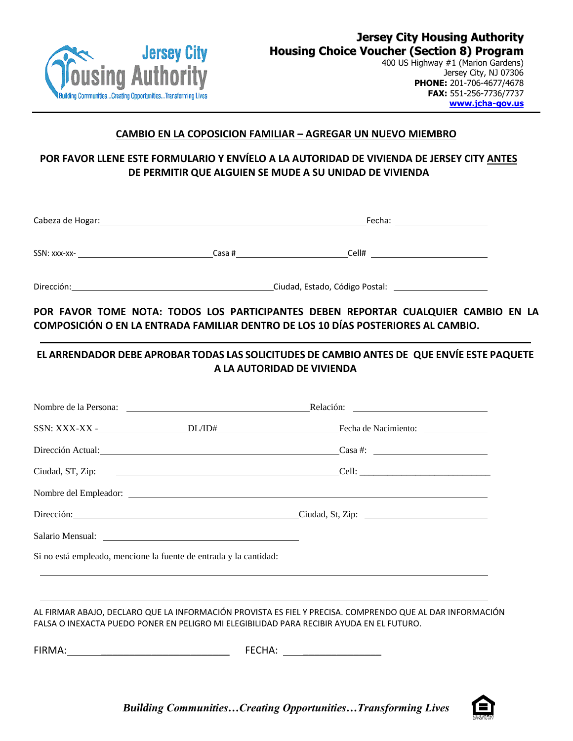**Jersey City Housing Authority**
**Housing Choice Voucher (Section 8) Program**
400 US Highway #1 (Marion Gardens)
Jersey City, NJ 07306
**PHONE:** 201-706-4677/4678
**FAX:** 551-256-7736/7737
**www.jcha-gov.us**

## CAMBIO EN LA COPOSICION FAMILIAR – AGREGAR UN NUEVO MIEMBRO

**POR FAVOR LLENE ESTE FORMULARIO Y ENVÍELO A LA AUTORIDAD DE VIVIENDA DE JERSEY CITY ANTES DE PERMITIR QUE ALGUIEN SE MUDE A SU UNIDAD DE VIVIENDA**

Cabeza de Hogar: ______________________________ Fecha: ______________

SSN: xxx-xx- ______________ Casa # ______________ Cell# ______________

Dirección: ______________________________ Ciudad, Estado, Código Postal: ______________

**POR FAVOR TOME NOTA: TODOS LOS PARTICIPANTES DEBEN REPORTAR CUALQUIER CAMBIO EN LA COMPOSICIÓN O EN LA ENTRADA FAMILIAR DENTRO DE LOS 10 DÍAS POSTERIORES AL CAMBIO.**

---

**EL ARRENDADOR DEBE APROBAR TODAS LAS SOLICITUDES DE CAMBIO ANTES DE QUE ENVÍE ESTE PAQUETE A LA AUTORIDAD DE VIVIENDA**

Nombre de la Persona: ______________________________ Relación: ______________

SSN: XXX-XX - ______________ DL/ID# ______________ Fecha de Nacimiento: ______________

Dirección Actual: ______________________________ Casa #: ______________

Ciudad, ST, Zip: ______________________________ Cell: ______________

Nombre del Empleador: ______________________________

Dirección: ______________________________ Ciudad, St, Zip: ______________

Salario Mensual: ______________________________

Si no está empleado, mencione la fuente de entrada y la cantidad:

______________________________________________________________

______________________________________________________________

AL FIRMAR ABAJO, DECLARO QUE LA INFORMACIÓN PROVISTA ES FIEL Y PRECISA. COMPRENDO QUE AL DAR INFORMACIÓN FALSA O INEXACTA PUEDO PONER EN PELIGRO MI ELEGIBILIDAD PARA RECIBIR AYUDA EN EL FUTURO.

FIRMA: ______________________________ FECHA: ______________

*Building Communities…Creating Opportunities…Transforming Lives*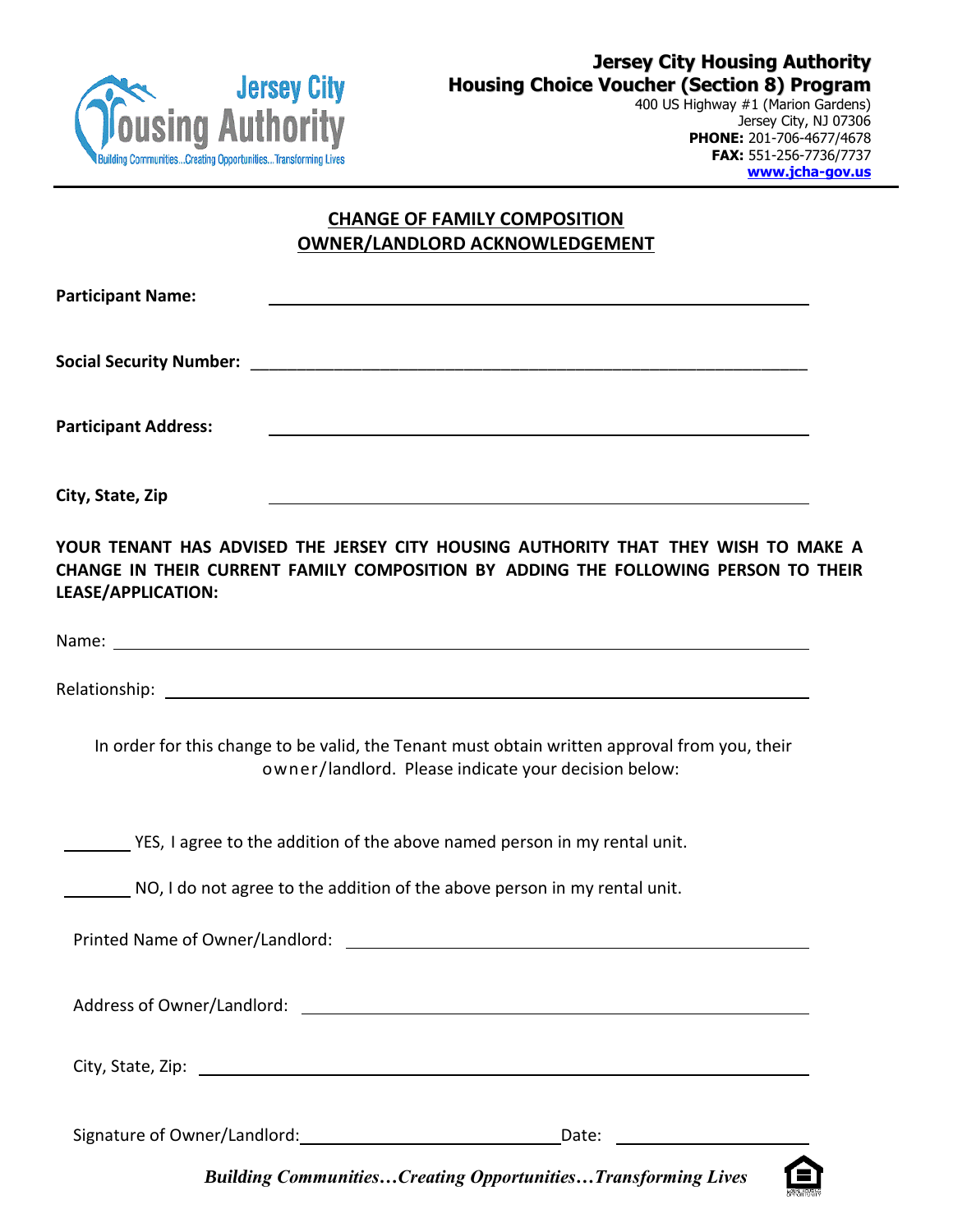**Jersey City Housing Authority**
**Housing Choice Voucher (Section 8) Program**
400 US Highway #1 (Marion Gardens)
Jersey City, NJ 07306
**PHONE:** 201-706-4677/4678
**FAX:** 551-256-7736/7737
**www.jcha-gov.us**

# CHANGE OF FAMILY COMPOSITION
# OWNER/LANDLORD ACKNOWLEDGEMENT

**Participant Name:** ______________________________

**Social Security Number:** ______________________________

**Participant Address:** ______________________________

**City, State, Zip** ______________________________

**YOUR TENANT HAS ADVISED THE JERSEY CITY HOUSING AUTHORITY THAT THEY WISH TO MAKE A CHANGE IN THEIR CURRENT FAMILY COMPOSITION BY ADDING THE FOLLOWING PERSON TO THEIR LEASE/APPLICATION:**

Name: ______________________________

Relationship: ______________________________

In order for this change to be valid, the Tenant must obtain written approval from you, their owner/landlord. Please indicate your decision below:

_______ YES, I agree to the addition of the above named person in my rental unit.

_______ NO, I do not agree to the addition of the above person in my rental unit.

Printed Name of Owner/Landlord: ______________________________

Address of Owner/Landlord: ______________________________

City, State, Zip: ______________________________

Signature of Owner/Landlord: ______________________________ Date: ______________

***Building Communities…Creating Opportunities…Transforming Lives***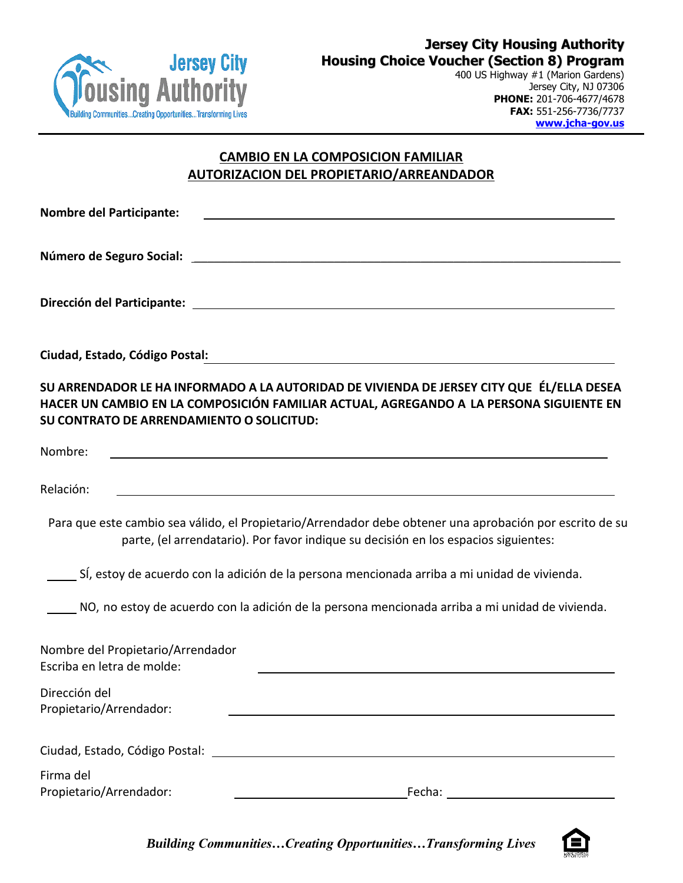**Jersey City Housing Authority**
**Housing Choice Voucher (Section 8) Program**
400 US Highway #1 (Marion Gardens)
Jersey City, NJ 07306
**PHONE:** 201-706-4677/4678
**FAX:** 551-256-7736/7737
**www.jcha-gov.us**

## CAMBIO EN LA COMPOSICION FAMILIAR
## AUTORIZACION DEL PROPIETARIO/ARREANDADOR

**Nombre del Participante:** ______________________________________________

**Número de Seguro Social:** ______________________________________________

**Dirección del Participante:** ______________________________________________

**Ciudad, Estado, Código Postal:** ______________________________________________

**SU ARRENDADOR LE HA INFORMADO A LA AUTORIDAD DE VIVIENDA DE JERSEY CITY QUE ÉL/ELLA DESEA HACER UN CAMBIO EN LA COMPOSICIÓN FAMILIAR ACTUAL, AGREGANDO A LA PERSONA SIGUIENTE EN SU CONTRATO DE ARRENDAMIENTO O SOLICITUD:**

Nombre: ______________________________________________

Relación: ______________________________________________

Para que este cambio sea válido, el Propietario/Arrendador debe obtener una aprobación por escrito de su parte, (el arrendatario). Por favor indique su decisión en los espacios siguientes:

_____ SÍ, estoy de acuerdo con la adición de la persona mencionada arriba a mi unidad de vivienda.

_____ NO, no estoy de acuerdo con la adición de la persona mencionada arriba a mi unidad de vivienda.

Nombre del Propietario/Arrendador
Escriba en letra de molde: ______________________________________________

Dirección del
Propietario/Arrendador: ______________________________________________

Ciudad, Estado, Código Postal: ______________________________________________

Firma del
Propietario/Arrendador: ____________________________ Fecha: ____________________

*Building Communities…Creating Opportunities…Transforming Lives*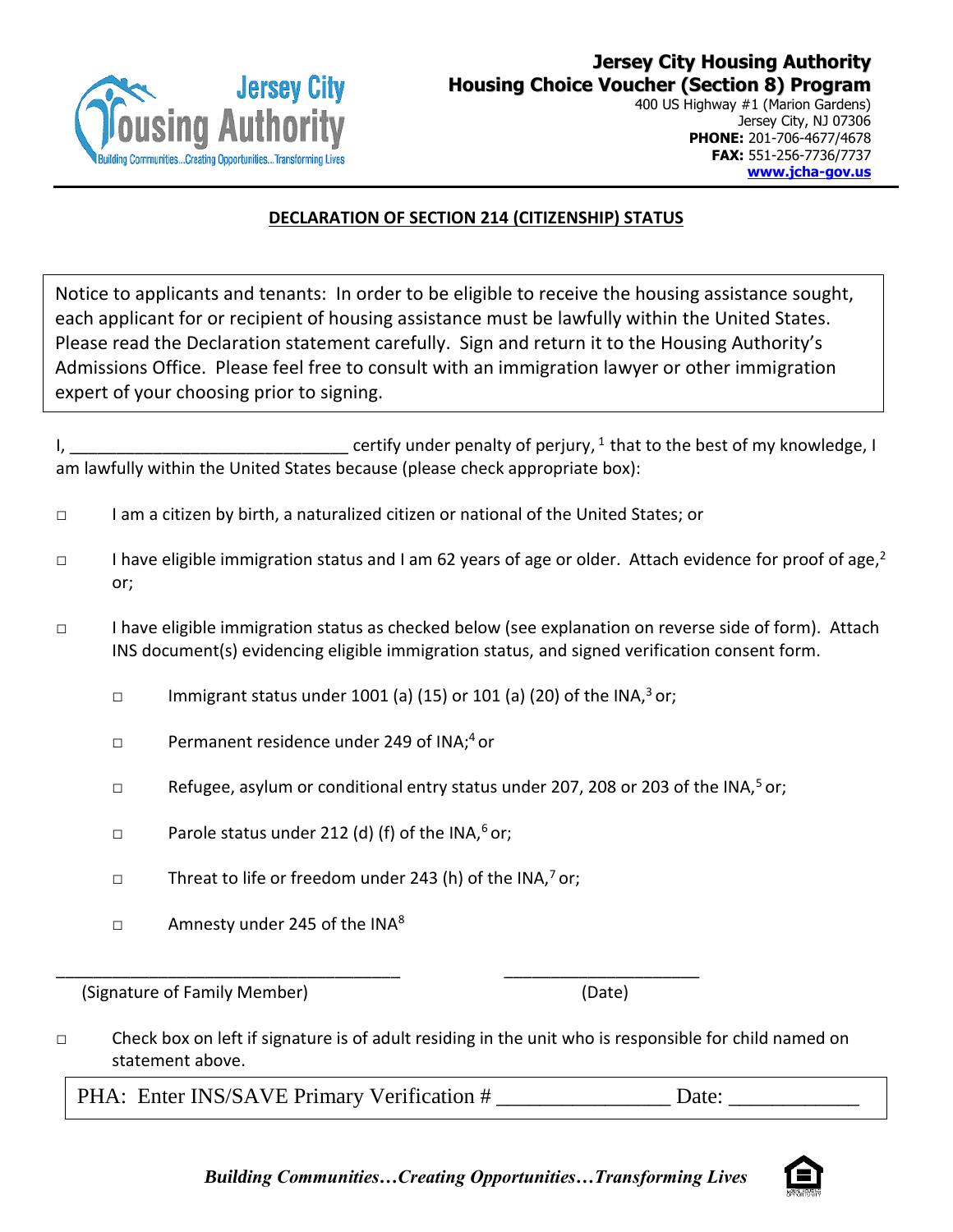**Jersey City Housing Authority**
**Housing Choice Voucher (Section 8) Program**
400 US Highway #1 (Marion Gardens)
Jersey City, NJ 07306
**PHONE:** 201-706-4677/4678
**FAX:** 551-256-7736/7737
**www.jcha-gov.us**

## DECLARATION OF SECTION 214 (CITIZENSHIP) STATUS

> Notice to applicants and tenants: In order to be eligible to receive the housing assistance sought, each applicant for or recipient of housing assistance must be lawfully within the United States. Please read the Declaration statement carefully. Sign and return it to the Housing Authority's Admissions Office. Please feel free to consult with an immigration lawyer or other immigration expert of your choosing prior to signing.

I, ______________________________ certify under penalty of perjury, [1] that to the best of my knowledge, I am lawfully within the United States because (please check appropriate box):

□ I am a citizen by birth, a naturalized citizen or national of the United States; or

□ I have eligible immigration status and I am 62 years of age or older. Attach evidence for proof of age,[2] or;

□ I have eligible immigration status as checked below (see explanation on reverse side of form). Attach INS document(s) evidencing eligible immigration status, and signed verification consent form.

- □ Immigrant status under 1001 (a) (15) or 101 (a) (20) of the INA,[3] or;
- □ Permanent residence under 249 of INA;[4] or
- □ Refugee, asylum or conditional entry status under 207, 208 or 203 of the INA,[5] or;
- □ Parole status under 212 (d) (f) of the INA,[6] or;
- □ Threat to life or freedom under 243 (h) of the INA,[7] or;
- □ Amnesty under 245 of the INA[8]

_____________________________________ _____________________
(Signature of Family Member) (Date)

□ Check box on left if signature is of adult residing in the unit who is responsible for child named on statement above.

| PHA: Enter INS/SAVE Primary Verification # ________________ Date: ____________ |
|---|

*Building Communities…Creating Opportunities…Transforming Lives*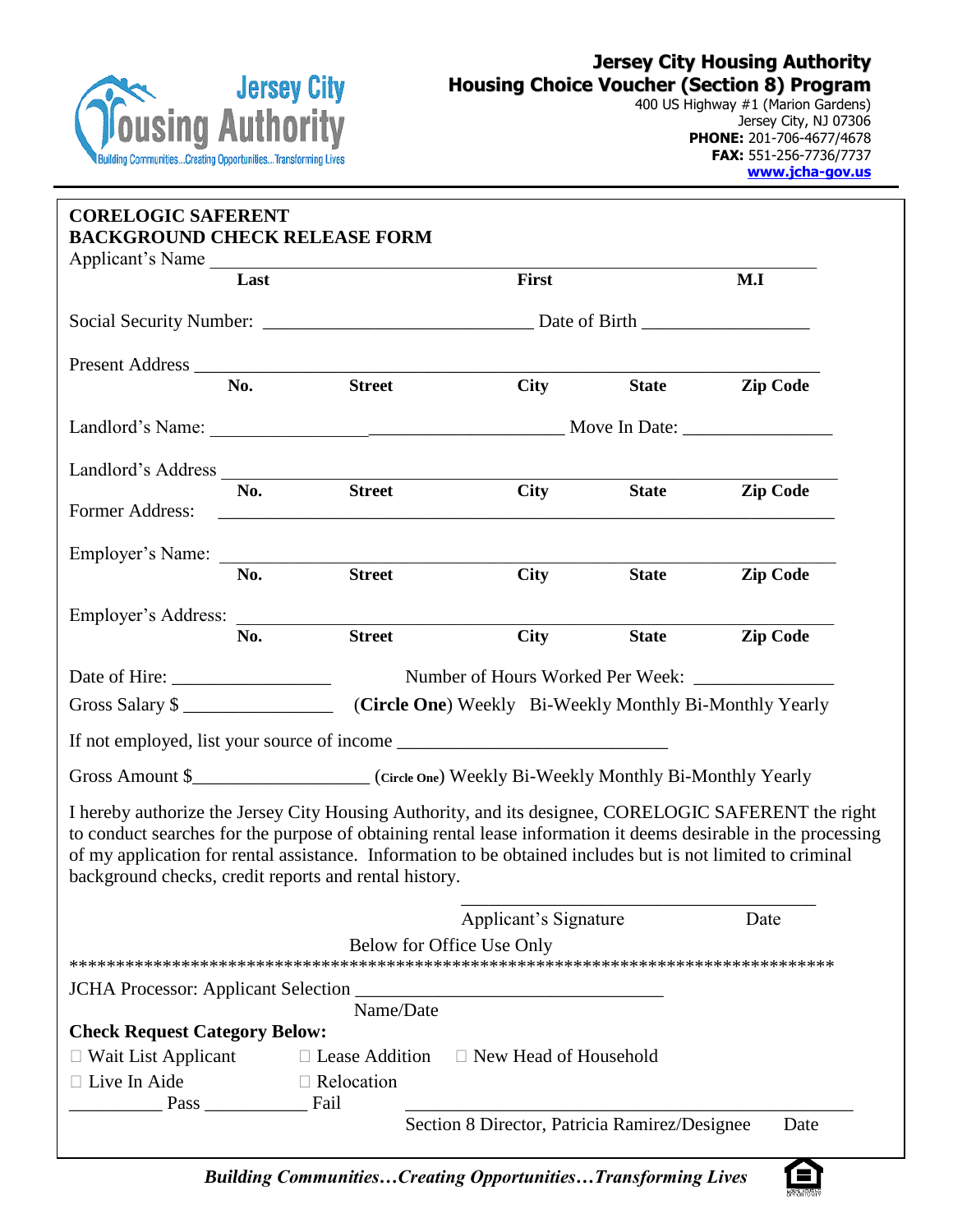**Jersey City Housing Authority**
**Housing Choice Voucher (Section 8) Program**
400 US Highway #1 (Marion Gardens)
Jersey City, NJ 07306
**PHONE:** 201-706-4677/4678
**FAX:** 551-256-7736/7737
**www.jcha-gov.us**

## CORELOGIC SAFERENT
## BACKGROUND CHECK RELEASE FORM

Applicant's Name ______________________________________________________________
**Last** **First** **M.I**

Social Security Number: ____________________________ Date of Birth _________________

Present Address ________________________________________________________________
**No.** **Street** **City** **State** **Zip Code**

Landlord's Name: _____________________________________ Move In Date: _______________

Landlord's Address ______________________________________________________________
**No.** **Street** **City** **State** **Zip Code**

Former Address: ________________________________________________________________

Employer's Name: ________________________________________________________________
**No.** **Street** **City** **State** **Zip Code**

Employer's Address: ______________________________________________________________
**No.** **Street** **City** **State** **Zip Code**

Date of Hire: ________________ Number of Hours Worked Per Week: ______________

Gross Salary $ ________________ (**Circle One**) Weekly Bi-Weekly Monthly Bi-Monthly Yearly

If not employed, list your source of income ____________________________

Gross Amount $__________________ (**Circle One**) Weekly Bi-Weekly Monthly Bi-Monthly Yearly

I hereby authorize the Jersey City Housing Authority, and its designee, CORELOGIC SAFERENT the right to conduct searches for the purpose of obtaining rental lease information it deems desirable in the processing of my application for rental assistance. Information to be obtained includes but is not limited to criminal background checks, credit reports and rental history.

___________________________________
Applicant's Signature Date

Below for Office Use Only

***************************************************************************

JCHA Processor: Applicant Selection ________________________________
Name/Date

**Check Request Category Below:**

☐ Wait List Applicant ☐ Lease Addition ☐ New Head of Household

☐ Live In Aide ☐ Relocation

__________ Pass ___________ Fail

_____________________________________________
Section 8 Director, Patricia Ramirez/Designee Date

***Building Communities…Creating Opportunities…Transforming Lives***